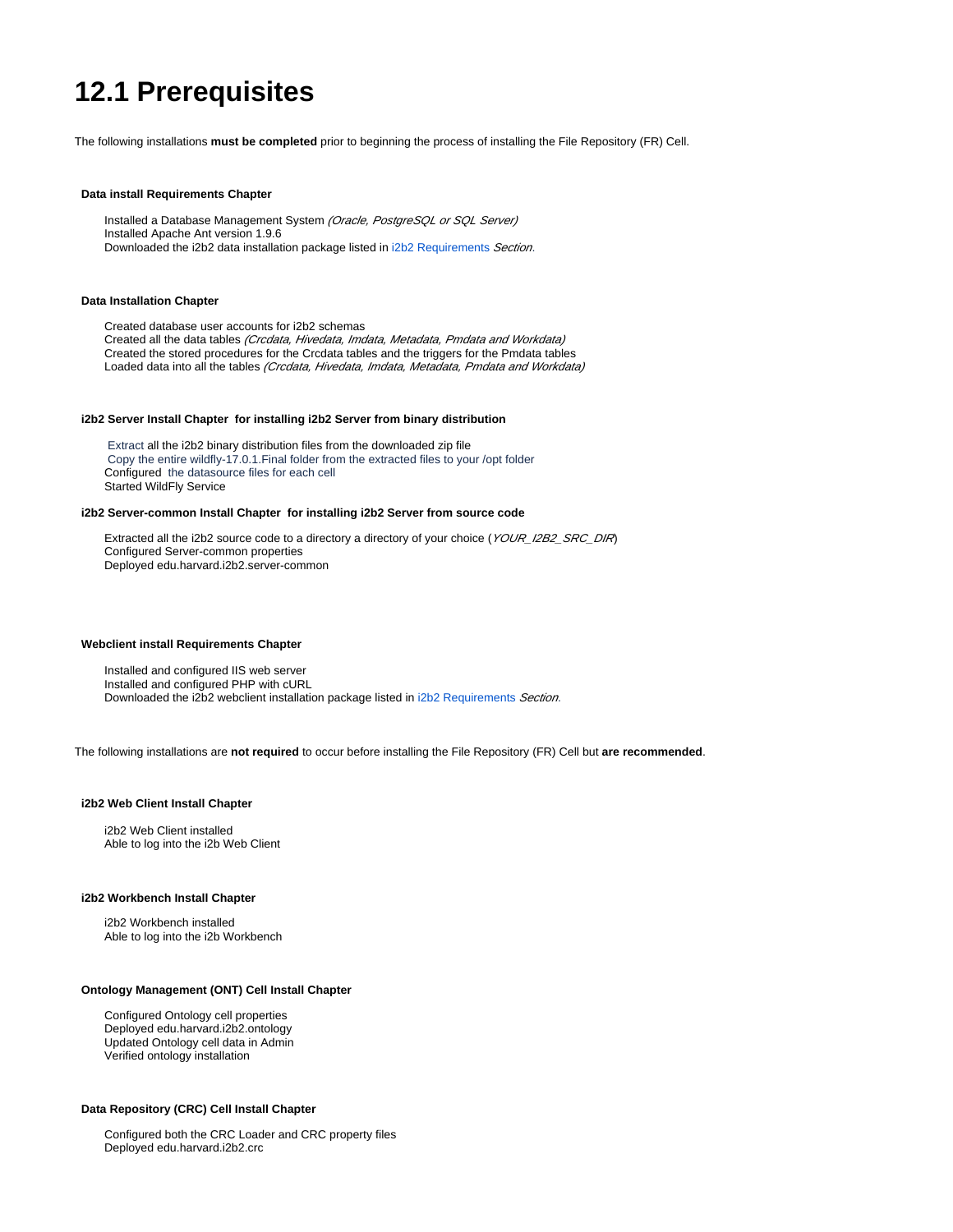# 12.1 Prerequisites

The following installations **must be completed** prior to beginning the process of installing the File Repository (FR) Cell.

#### Data install Requirements Chapter

Installed a Database Management System *(Oracle, PostgreSQL or SQL Server)*
Installed Apache Ant version 1.9.6
Downloaded the i2b2 data installation package listed in i2b2 Requirements *Section*.

#### Data Installation Chapter

Created database user accounts for i2b2 schemas
Created all the data tables *(Crcdata, Hivedata, Imdata, Metadata, Pmdata and Workdata)*
Created the stored procedures for the Crcdata tables and the triggers for the Pmdata tables
Loaded data into all the tables *(Crcdata, Hivedata, Imdata, Metadata, Pmdata and Workdata)*

#### i2b2 Server Install Chapter  for installing i2b2 Server from binary distribution

Extract all the i2b2 binary distribution files from the downloaded zip file
Copy the entire wildfly-17.0.1.Final folder from the extracted files to your /opt folder
Configured the datasource files for each cell
Started WildFly Service

#### i2b2 Server-common Install Chapter  for installing i2b2 Server from source code

Extracted all the i2b2 source code to a directory a directory of your choice (*YOUR_I2B2_SRC_DIR*)
Configured Server-common properties
Deployed edu.harvard.i2b2.server-common

#### Webclient install Requirements Chapter

Installed and configured IIS web server
Installed and configured PHP with cURL
Downloaded the i2b2 webclient installation package listed in i2b2 Requirements *Section*.

The following installations are **not required** to occur before installing the File Repository (FR) Cell but **are recommended**.

#### i2b2 Web Client Install Chapter

i2b2 Web Client installed
Able to log into the i2b Web Client

#### i2b2 Workbench Install Chapter

i2b2 Workbench installed
Able to log into the i2b Workbench

#### Ontology Management (ONT) Cell Install Chapter

Configured Ontology cell properties
Deployed edu.harvard.i2b2.ontology
Updated Ontology cell data in Admin
Verified ontology installation

#### Data Repository (CRC) Cell Install Chapter

Configured both the CRC Loader and CRC property files
Deployed edu.harvard.i2b2.crc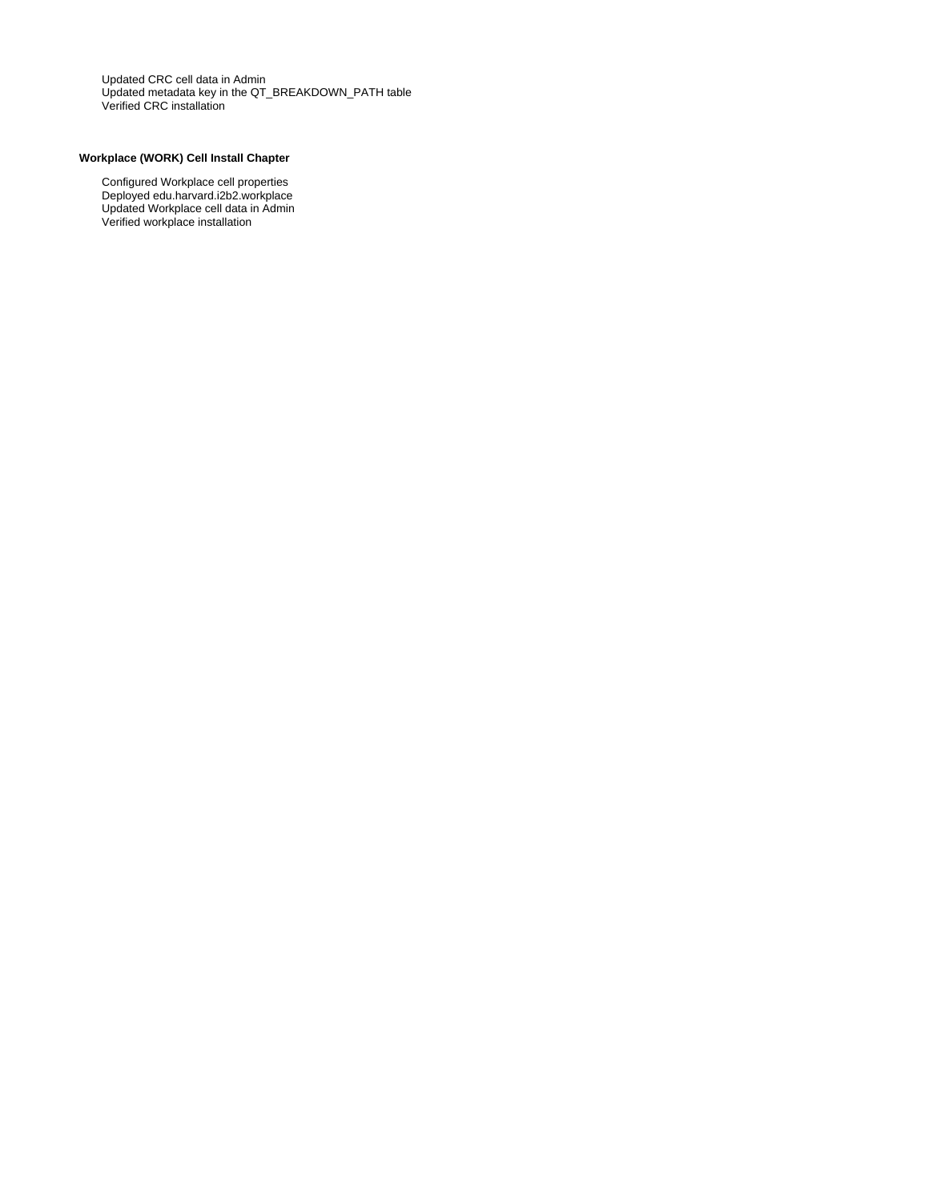Updated CRC cell data in Admin
Updated metadata key in the QT_BREAKDOWN_PATH table
Verified CRC installation

**Workplace (WORK) Cell Install Chapter**

Configured Workplace cell properties
Deployed edu.harvard.i2b2.workplace
Updated Workplace cell data in Admin
Verified workplace installation